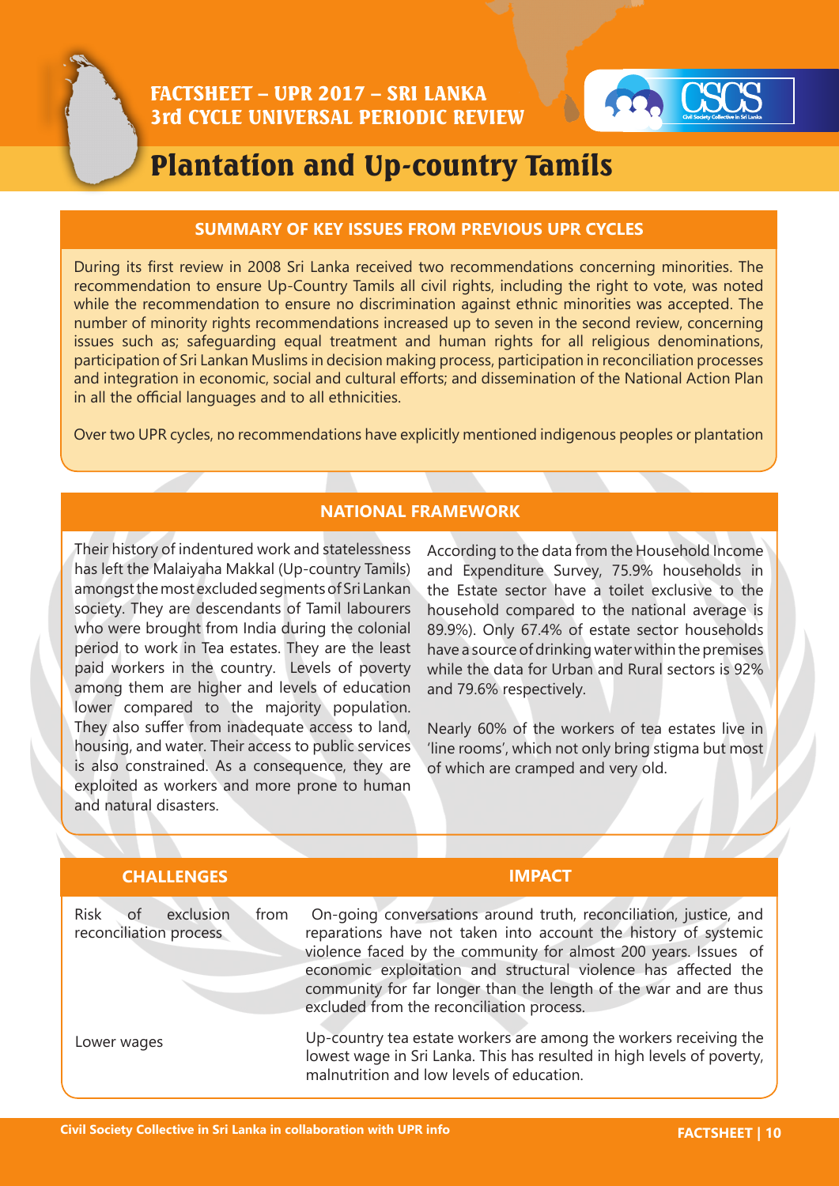# FACTSHEET – UPR 2017 – SRI LANKA
## 3rd CYCLE UNIVERSAL PERIODIC REVIEW

# Plantation and Up-country Tamils

## SUMMARY OF KEY ISSUES FROM PREVIOUS UPR CYCLES

During its first review in 2008 Sri Lanka received two recommendations concerning minorities. The recommendation to ensure Up-Country Tamils all civil rights, including the right to vote, was noted while the recommendation to ensure no discrimination against ethnic minorities was accepted. The number of minority rights recommendations increased up to seven in the second review, concerning issues such as; safeguarding equal treatment and human rights for all religious denominations, participation of Sri Lankan Muslims in decision making process, participation in reconciliation processes and integration in economic, social and cultural efforts; and dissemination of the National Action Plan in all the official languages and to all ethnicities.

Over two UPR cycles, no recommendations have explicitly mentioned indigenous peoples or plantation

## NATIONAL FRAMEWORK

Their history of indentured work and statelessness has left the Malaiyaha Makkal (Up-country Tamils) amongst the most excluded segments of Sri Lankan society. They are descendants of Tamil labourers who were brought from India during the colonial period to work in Tea estates. They are the least paid workers in the country. Levels of poverty among them are higher and levels of education lower compared to the majority population. They also suffer from inadequate access to land, housing, and water. Their access to public services is also constrained. As a consequence, they are exploited as workers and more prone to human and natural disasters.

According to the data from the Household Income and Expenditure Survey, 75.9% households in the Estate sector have a toilet exclusive to the household compared to the national average is 89.9%). Only 67.4% of estate sector households have a source of drinking water within the premises while the data for Urban and Rural sectors is 92% and 79.6% respectively.

Nearly 60% of the workers of tea estates live in 'line rooms', which not only bring stigma but most of which are cramped and very old.

| CHALLENGES | IMPACT |
|---|---|
| Risk of exclusion from reconciliation process | On-going conversations around truth, reconciliation, justice, and reparations have not taken into account the history of systemic violence faced by the community for almost 200 years. Issues of economic exploitation and structural violence has affected the community for far longer than the length of the war and are thus excluded from the reconciliation process. |
| Lower wages | Up-country tea estate workers are among the workers receiving the lowest wage in Sri Lanka. This has resulted in high levels of poverty, malnutrition and low levels of education. |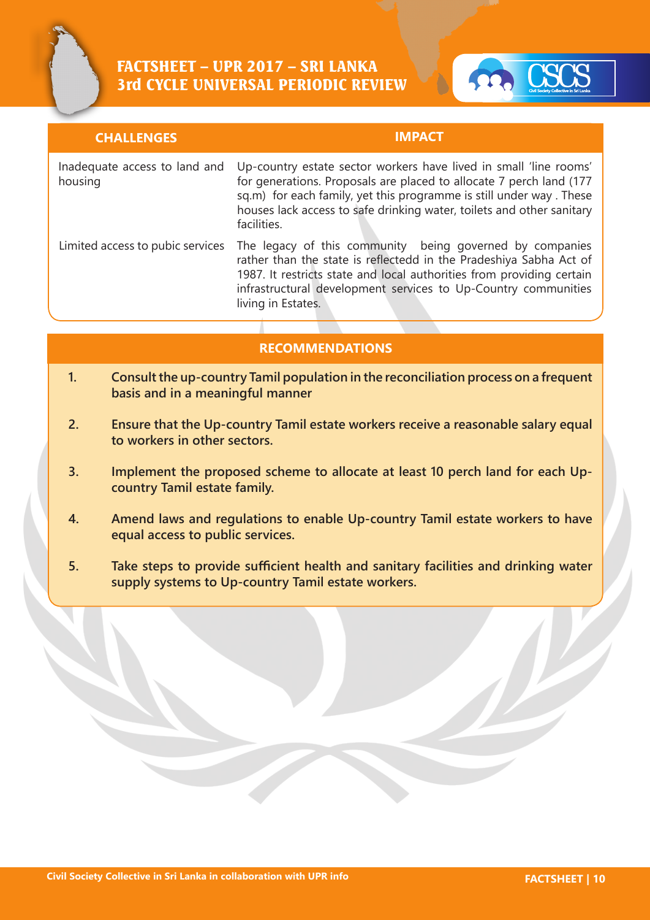| CHALLENGES | IMPACT |
| --- | --- |
| Inadequate access to land and housing | Up-country estate sector workers have lived in small 'line rooms' for generations. Proposals are placed to allocate 7 perch land (177 sq.m) for each family, yet this programme is still under way . These houses lack access to safe drinking water, toilets and other sanitary facilities. |
| Limited access to pubic services | The legacy of this community being governed by companies rather than the state is reflectedd in the Pradeshiya Sabha Act of 1987. It restricts state and local authorities from providing certain infrastructural development services to Up-Country communities living in Estates. |

## RECOMMENDATIONS

1. **Consult the up-country Tamil population in the reconciliation process on a frequent basis and in a meaningful manner**
2. **Ensure that the Up-country Tamil estate workers receive a reasonable salary equal to workers in other sectors.**
3. **Implement the proposed scheme to allocate at least 10 perch land for each Up-country Tamil estate family.**
4. **Amend laws and regulations to enable Up-country Tamil estate workers to have equal access to public services.**
5. **Take steps to provide sufficient health and sanitary facilities and drinking water supply systems to Up-country Tamil estate workers.**